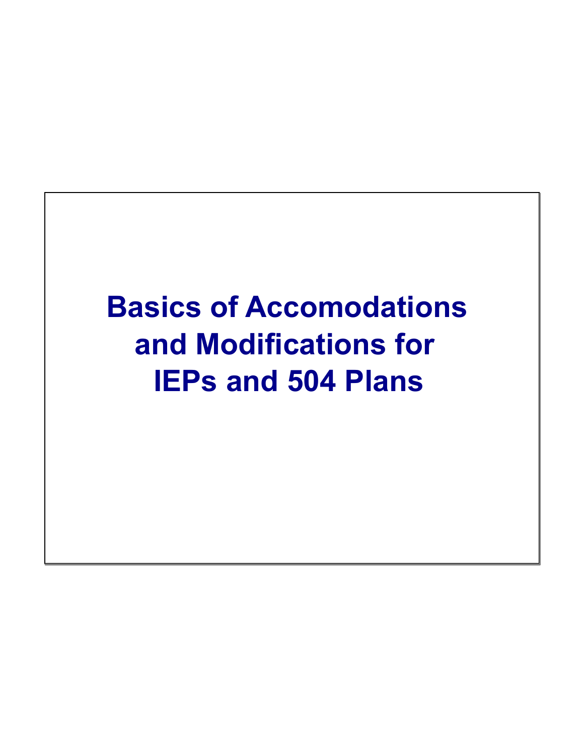# Basics of Accomodations and Modifications for IEPs and 504 Plans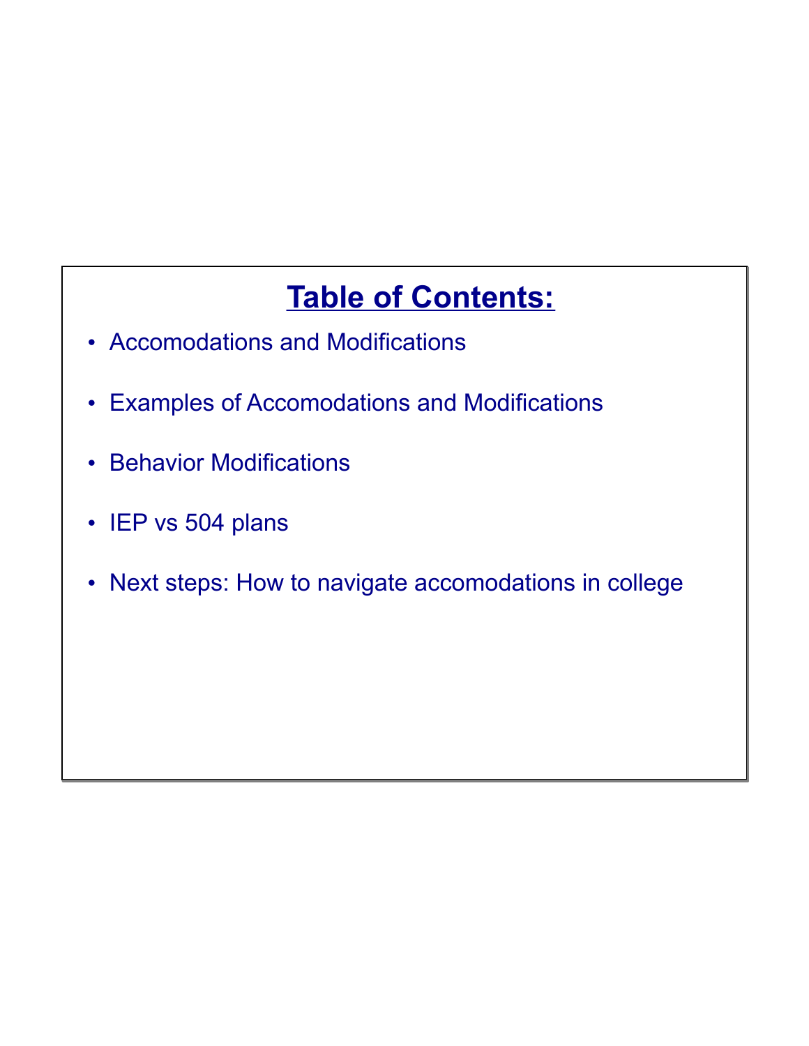## Table of Contents:

- Accomodations and Modifications
- Examples of Accomodations and Modifications
- Behavior Modifications
- IEP vs 504 plans
- Next steps: How to navigate accomodations in college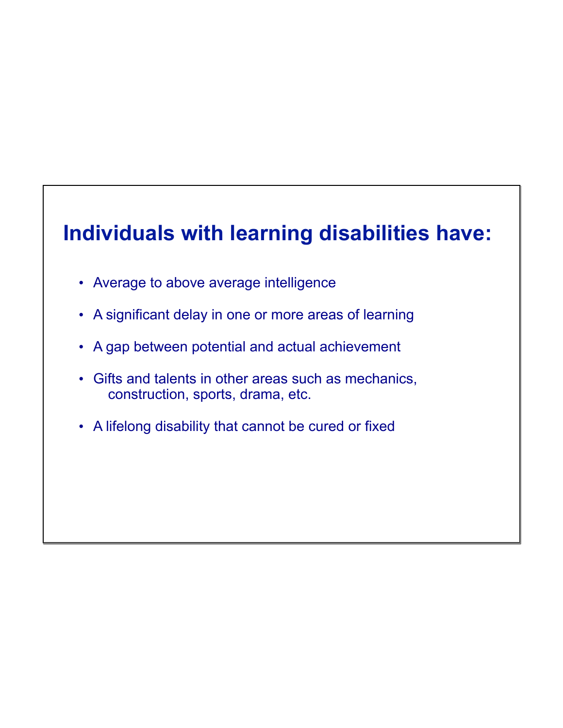# Individuals with learning disabilities have:

- Average to above average intelligence
- A significant delay in one or more areas of learning
- A gap between potential and actual achievement
- Gifts and talents in other areas such as mechanics, construction, sports, drama, etc.
- A lifelong disability that cannot be cured or fixed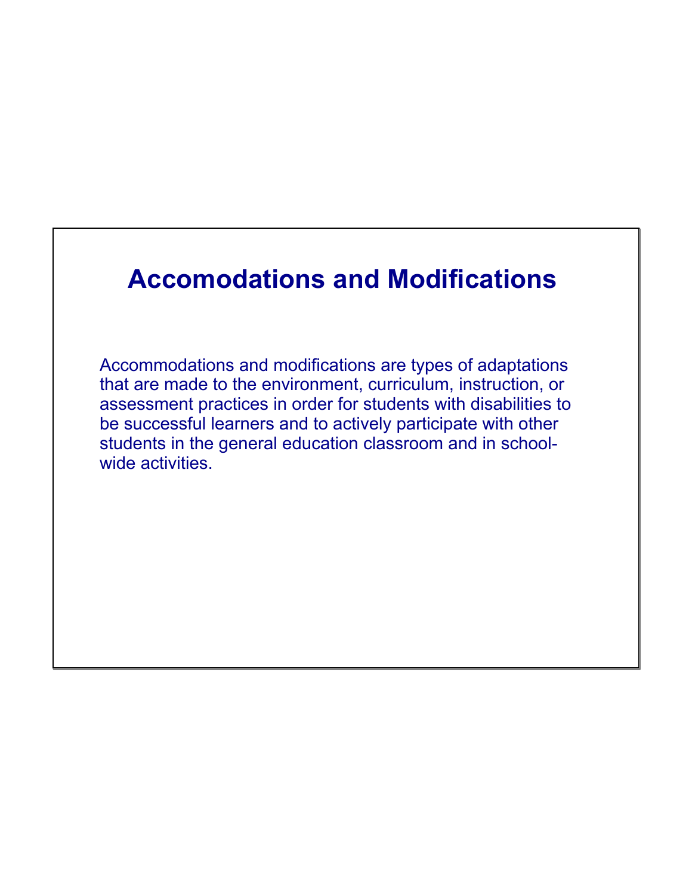# Accomodations and Modifications

Accommodations and modifications are types of adaptations that are made to the environment, curriculum, instruction, or assessment practices in order for students with disabilities to be successful learners and to actively participate with other students in the general education classroom and in school-wide activities.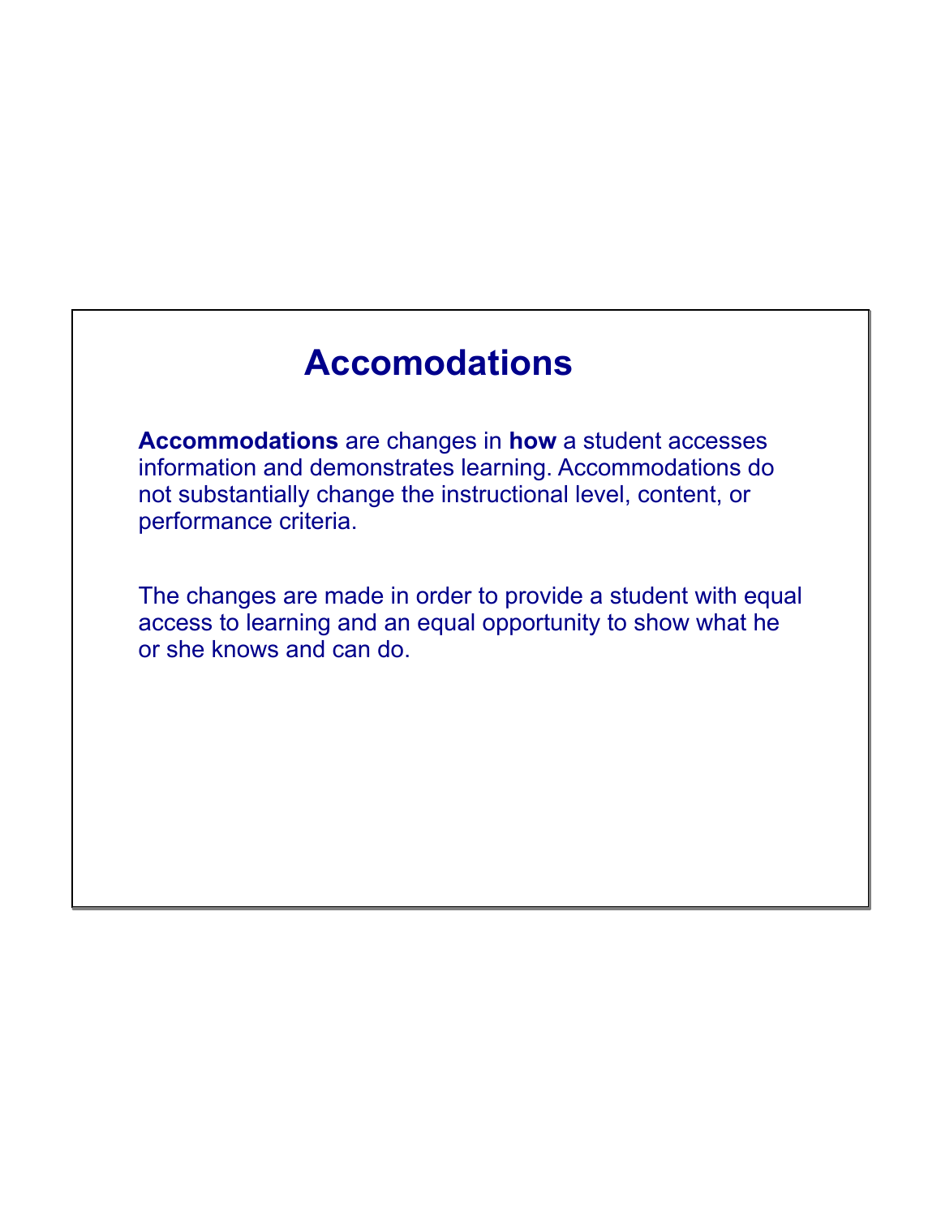# Accomodations

**Accommodations** are changes in **how** a student accesses information and demonstrates learning. Accommodations do not substantially change the instructional level, content, or performance criteria.

The changes are made in order to provide a student with equal access to learning and an equal opportunity to show what he or she knows and can do.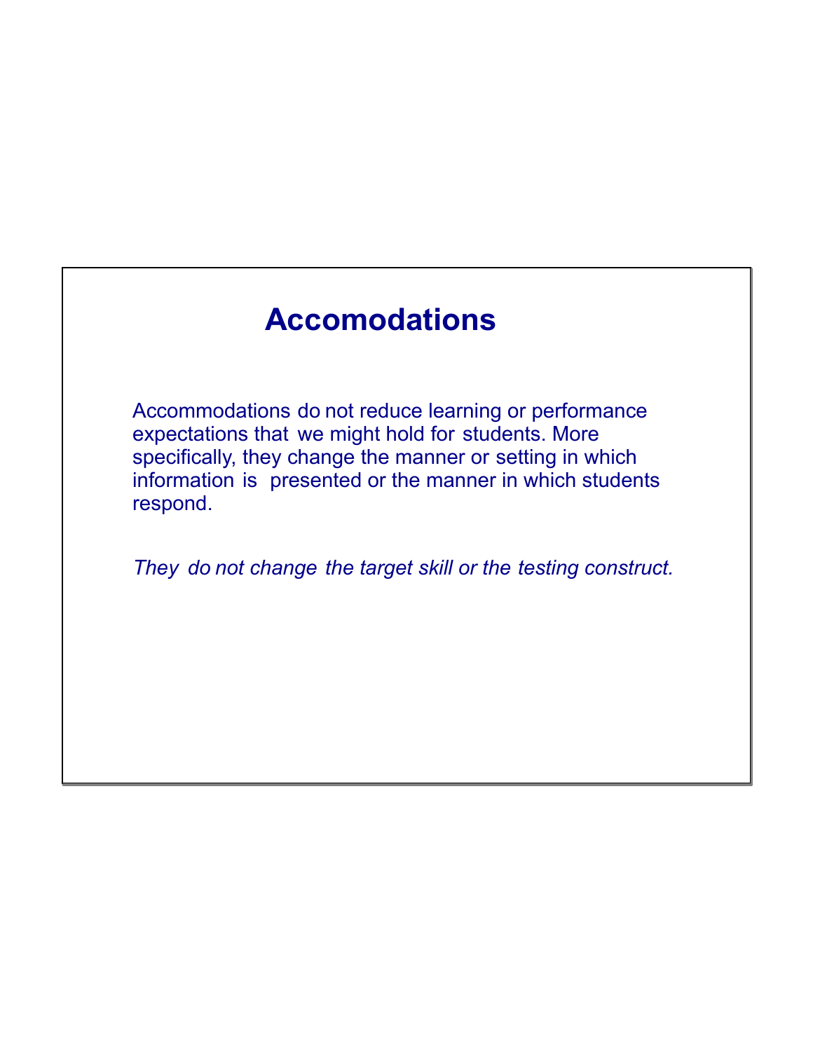# Accomodations

Accommodations do not reduce learning or performance expectations that we might hold for students. More specifically, they change the manner or setting in which information is presented or the manner in which students respond.

*They do not change the target skill or the testing construct.*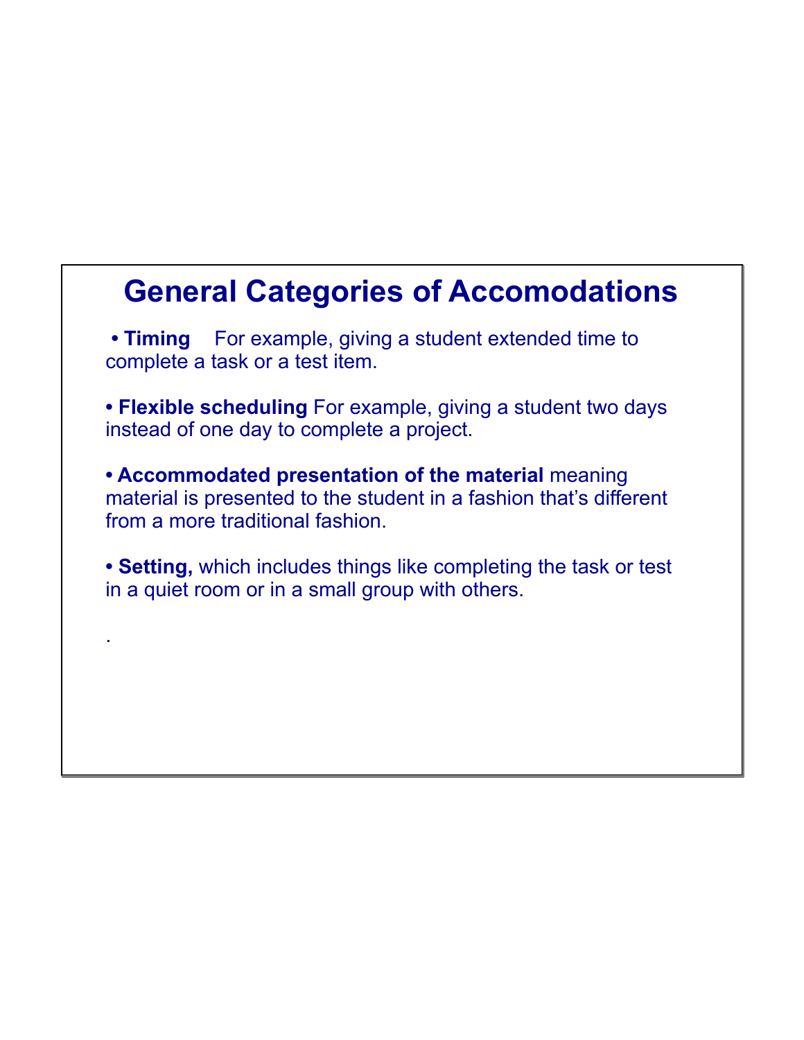# General Categories of Accomodations

- **Timing** For example, giving a student extended time to complete a task or a test item.

- **Flexible scheduling** For example, giving a student two days instead of one day to complete a project.

- **Accommodated presentation of the material** meaning material is presented to the student in a fashion that's different from a more traditional fashion.

- **Setting,** which includes things like completing the task or test in a quiet room or in a small group with others.

.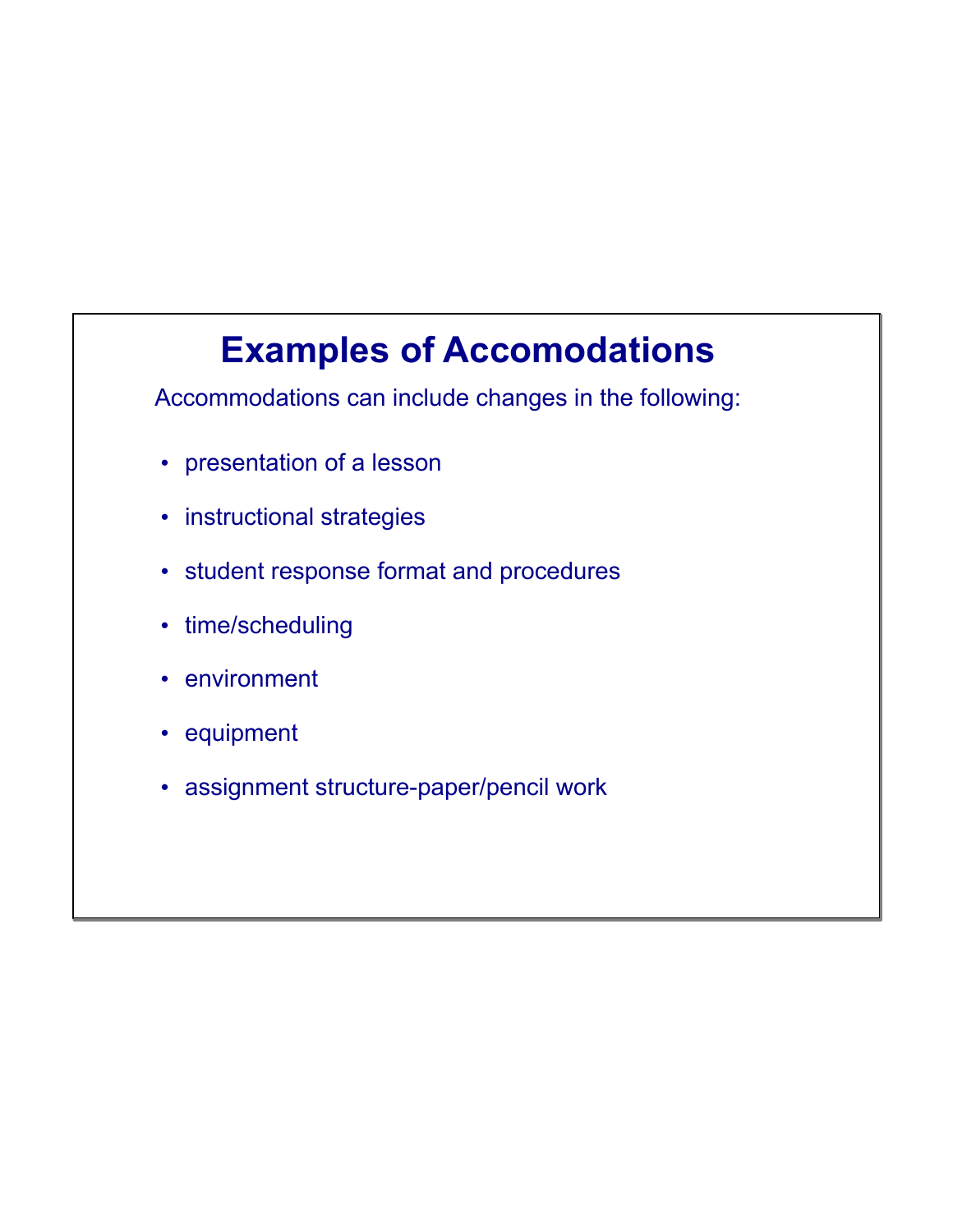# Examples of Accomodations

Accommodations can include changes in the following:

- presentation of a lesson
- instructional strategies
- student response format and procedures
- time/scheduling
- environment
- equipment
- assignment structure-paper/pencil work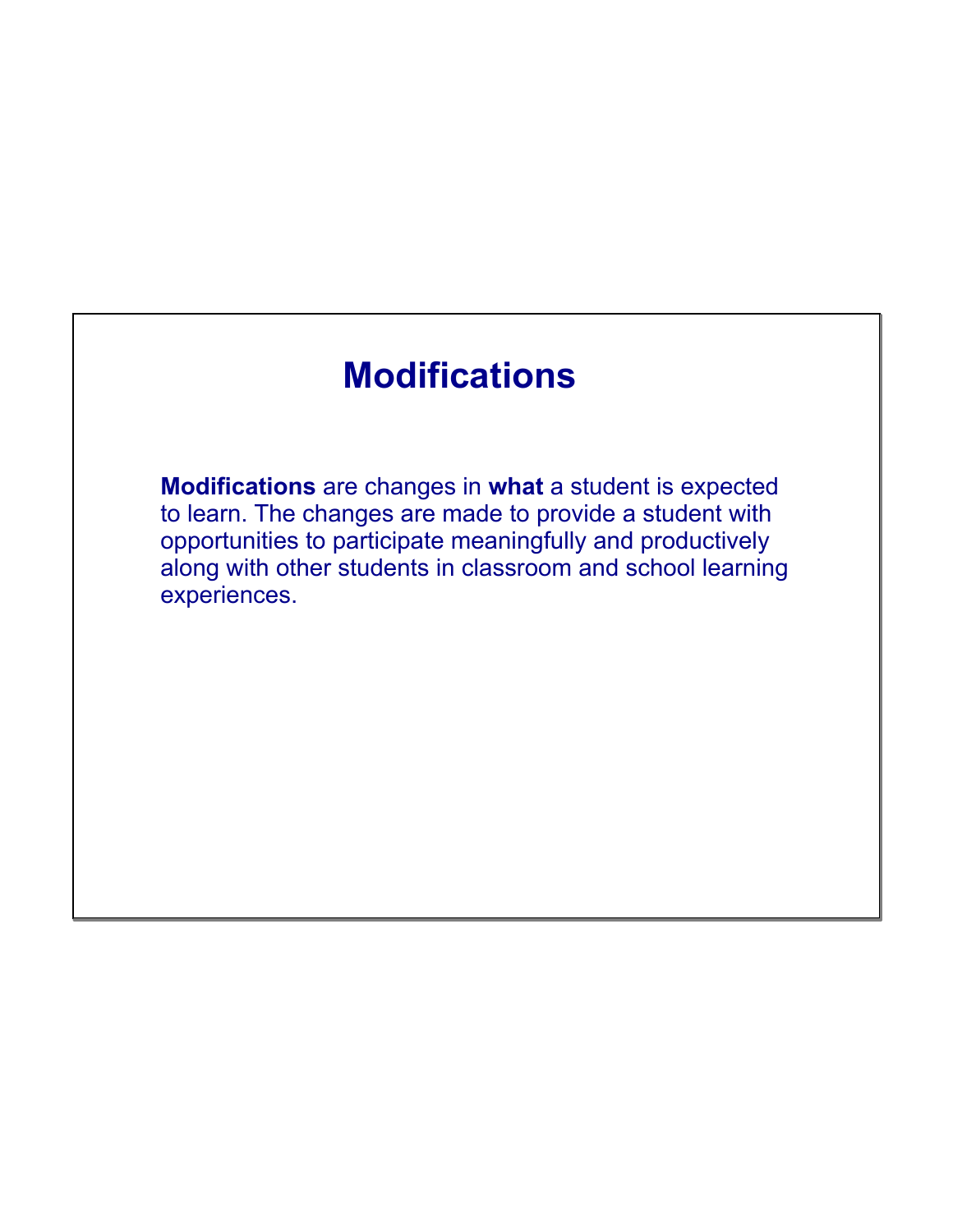# Modifications

**Modifications** are changes in **what** a student is expected to learn. The changes are made to provide a student with opportunities to participate meaningfully and productively along with other students in classroom and school learning experiences.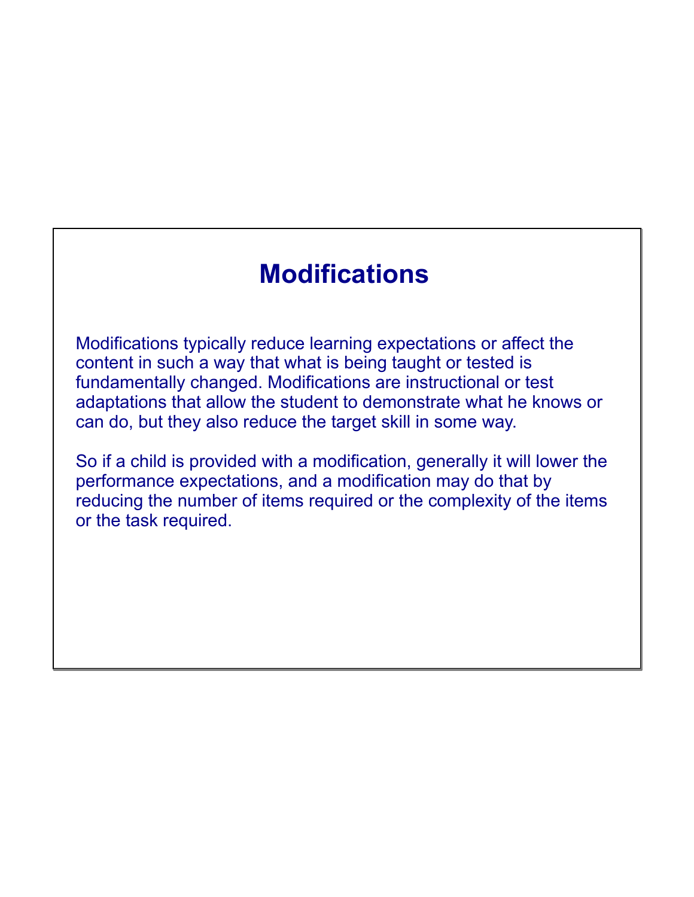# Modifications

Modifications typically reduce learning expectations or affect the content in such a way that what is being taught or tested is fundamentally changed. Modifications are instructional or test adaptations that allow the student to demonstrate what he knows or can do, but they also reduce the target skill in some way.

So if a child is provided with a modification, generally it will lower the performance expectations, and a modification may do that by reducing the number of items required or the complexity of the items or the task required.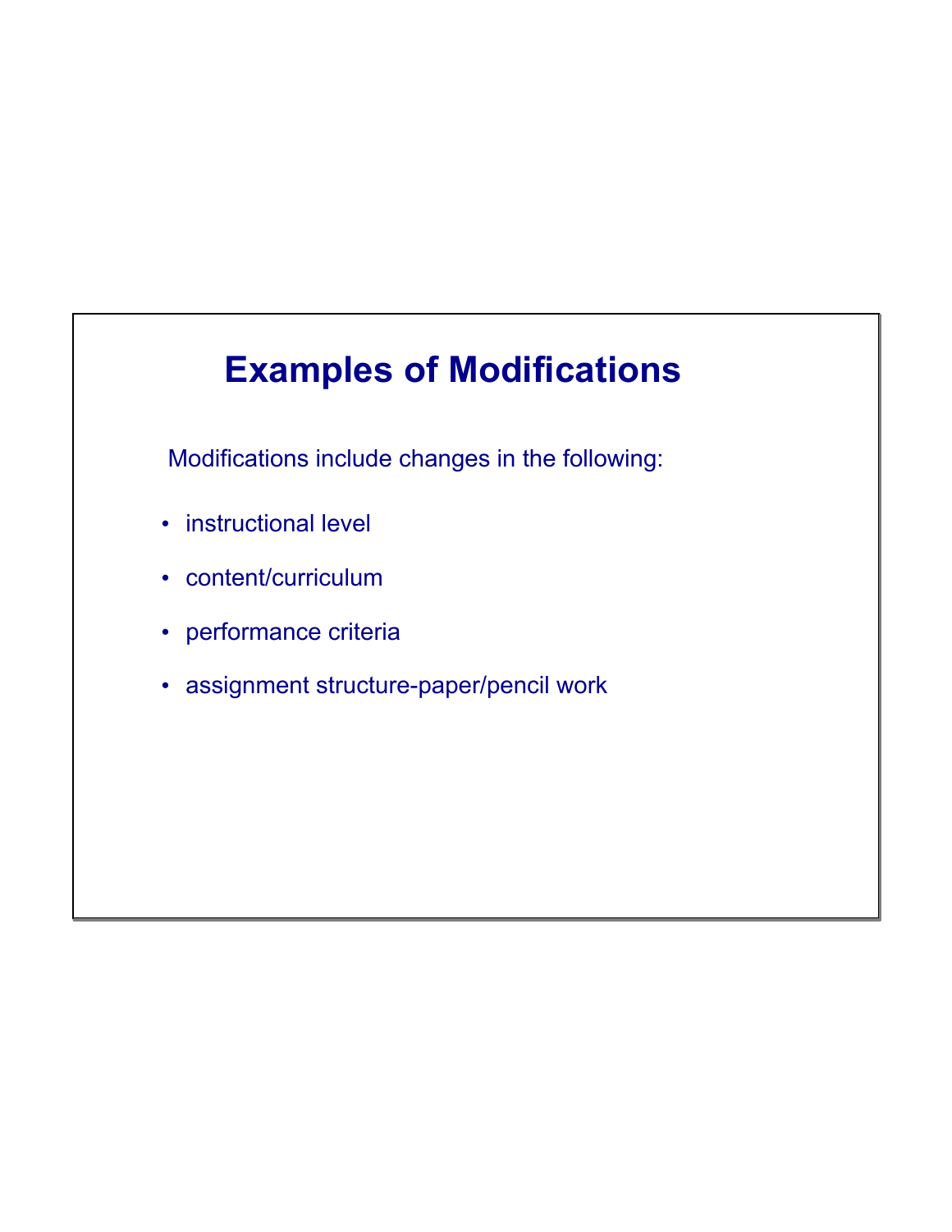# Examples of Modifications

Modifications include changes in the following:

- instructional level
- content/curriculum
- performance criteria
- assignment structure-paper/pencil work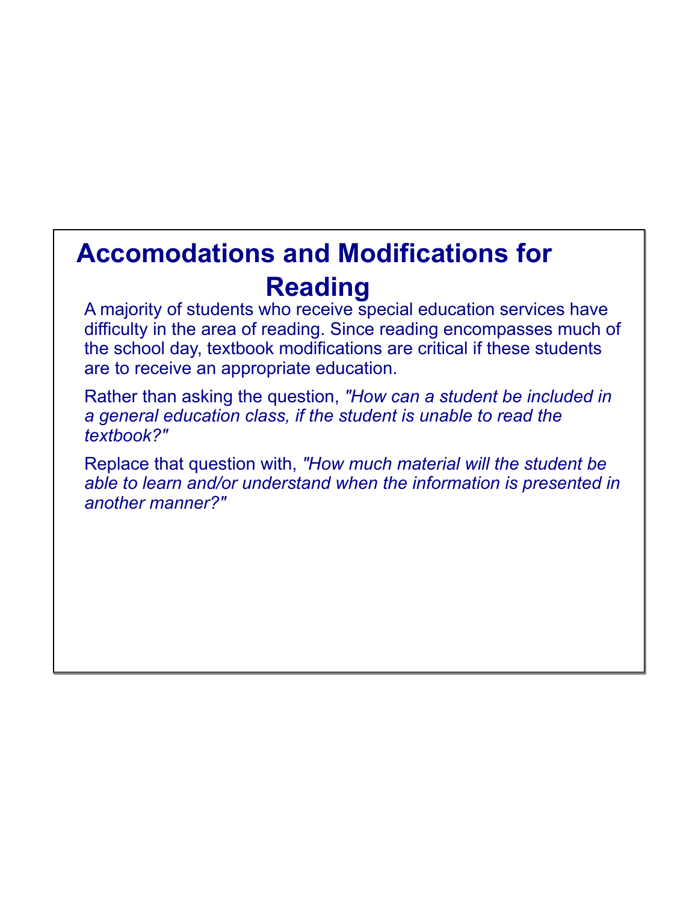# Accomodations and Modifications for Reading

A majority of students who receive special education services have difficulty in the area of reading. Since reading encompasses much of the school day, textbook modifications are critical if these students are to receive an appropriate education.

Rather than asking the question, *"How can a student be included in a general education class, if the student is unable to read the textbook?"*

Replace that question with, *"How much material will the student be able to learn and/or understand when the information is presented in another manner?"*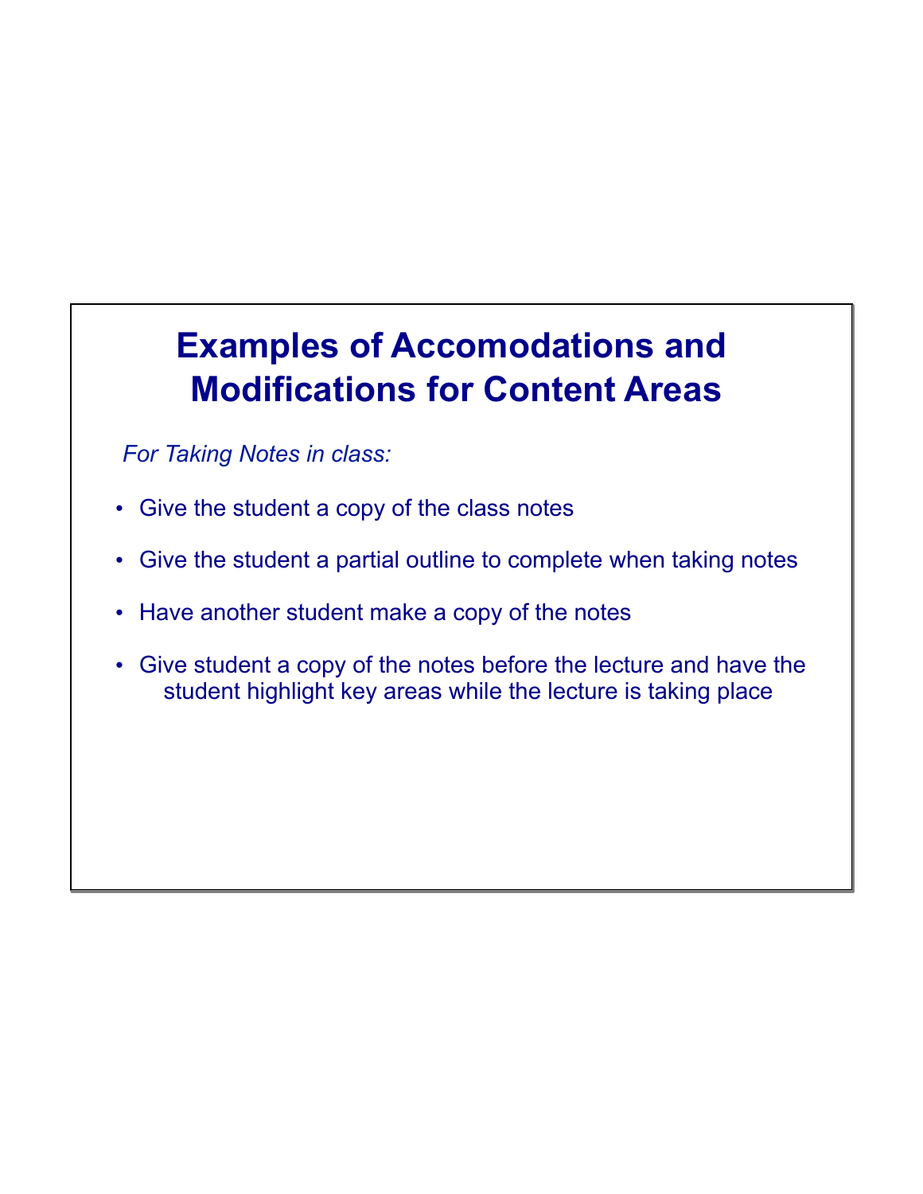# Examples of Accomodations and Modifications for Content Areas

*For Taking Notes in class:*

- Give the student a copy of the class notes
- Give the student a partial outline to complete when taking notes
- Have another student make a copy of the notes
- Give student a copy of the notes before the lecture and have the student highlight key areas while the lecture is taking place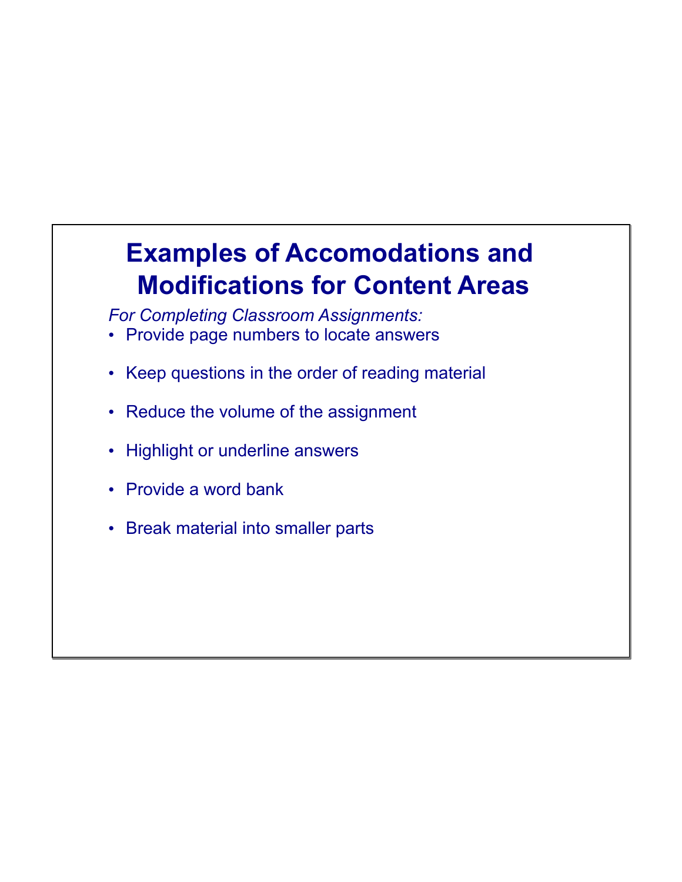# Examples of Accomodations and Modifications for Content Areas

*For Completing Classroom Assignments:*

- Provide page numbers to locate answers
- Keep questions in the order of reading material
- Reduce the volume of the assignment
- Highlight or underline answers
- Provide a word bank
- Break material into smaller parts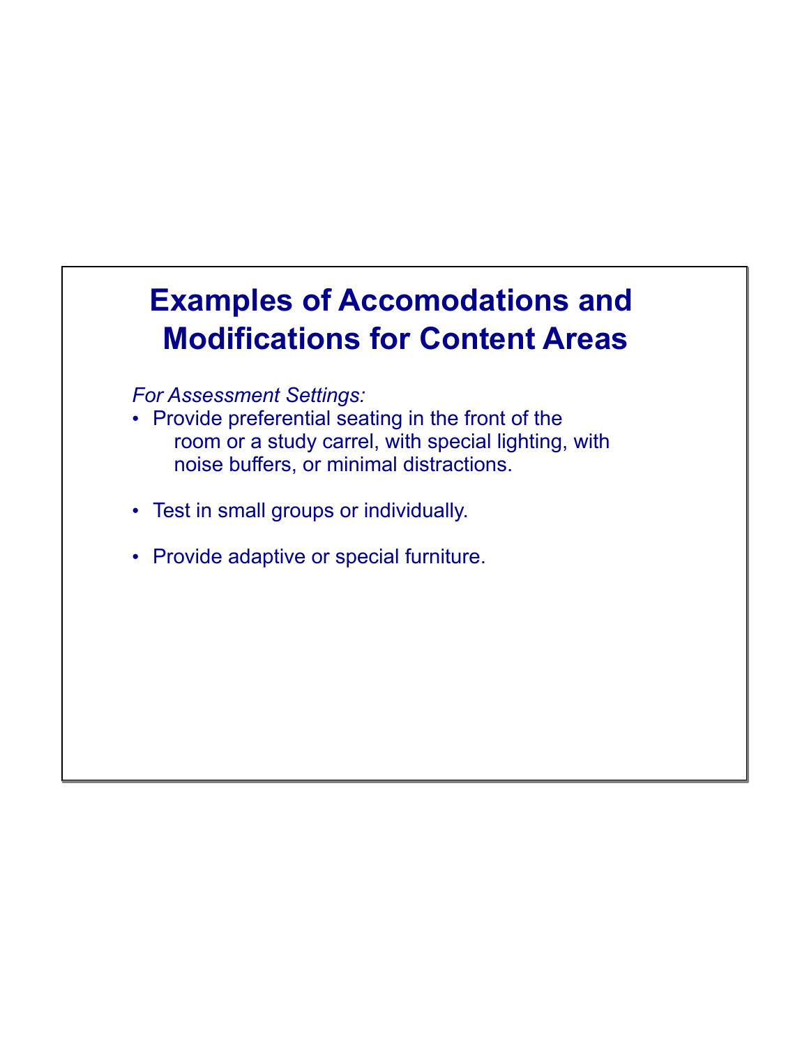# Examples of Accomodations and Modifications for Content Areas

*For Assessment Settings:*

- Provide preferential seating in the front of the room or a study carrel, with special lighting, with noise buffers, or minimal distractions.
- Test in small groups or individually.
- Provide adaptive or special furniture.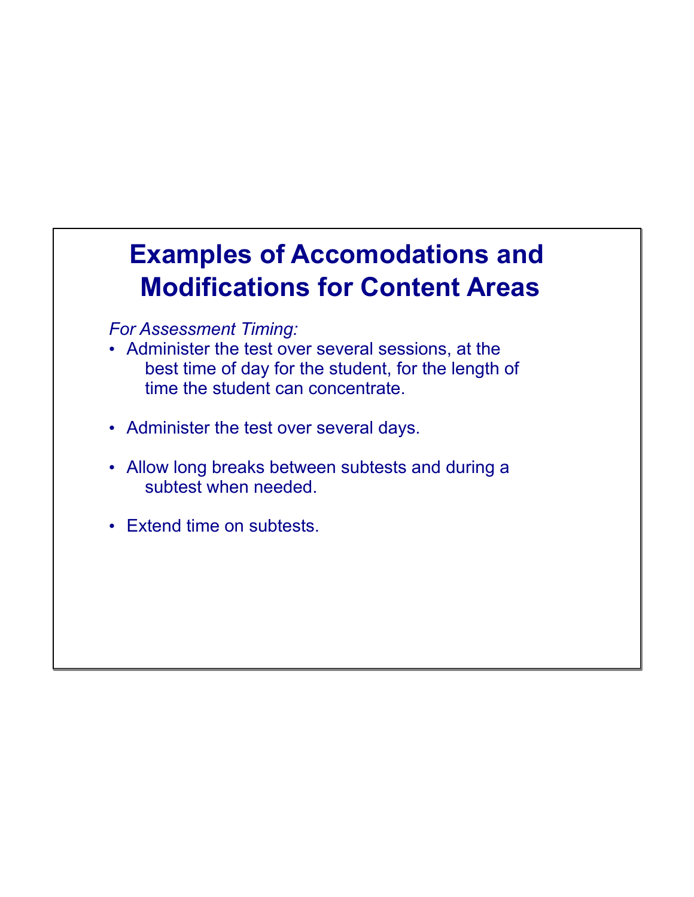# Examples of Accomodations and Modifications for Content Areas

*For Assessment Timing:*

- Administer the test over several sessions, at the best time of day for the student, for the length of time the student can concentrate.
- Administer the test over several days.
- Allow long breaks between subtests and during a subtest when needed.
- Extend time on subtests.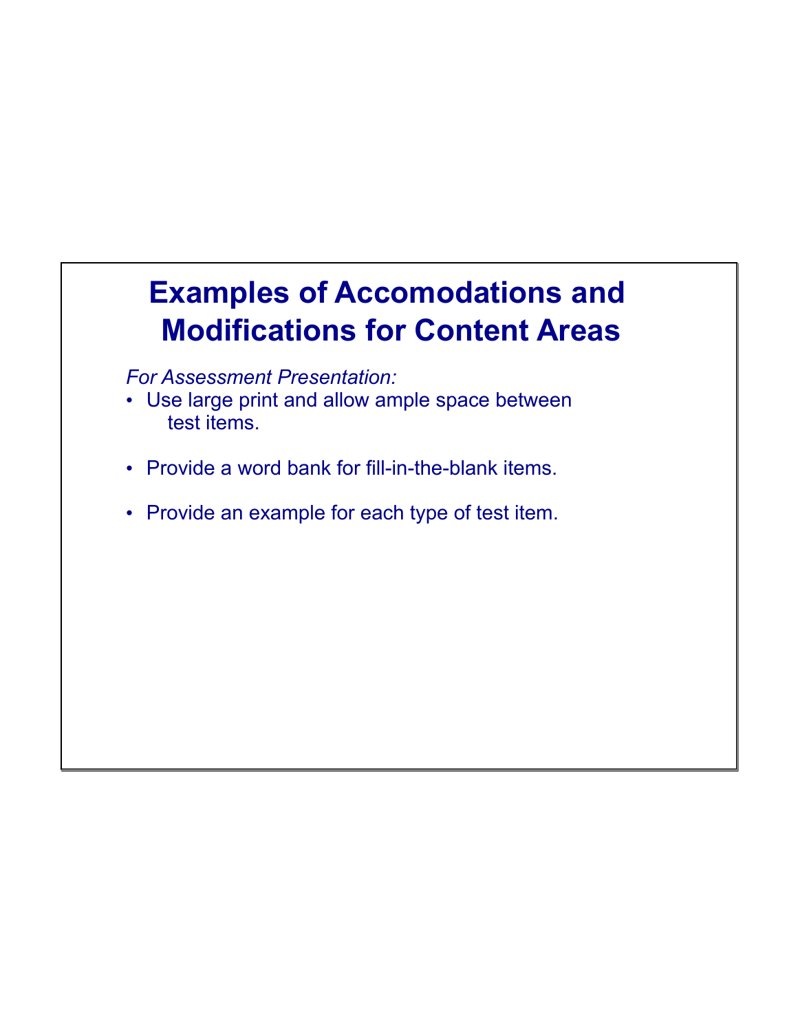# Examples of Accomodations and Modifications for Content Areas

*For Assessment Presentation:*

- Use large print and allow ample space between test items.
- Provide a word bank for fill-in-the-blank items.
- Provide an example for each type of test item.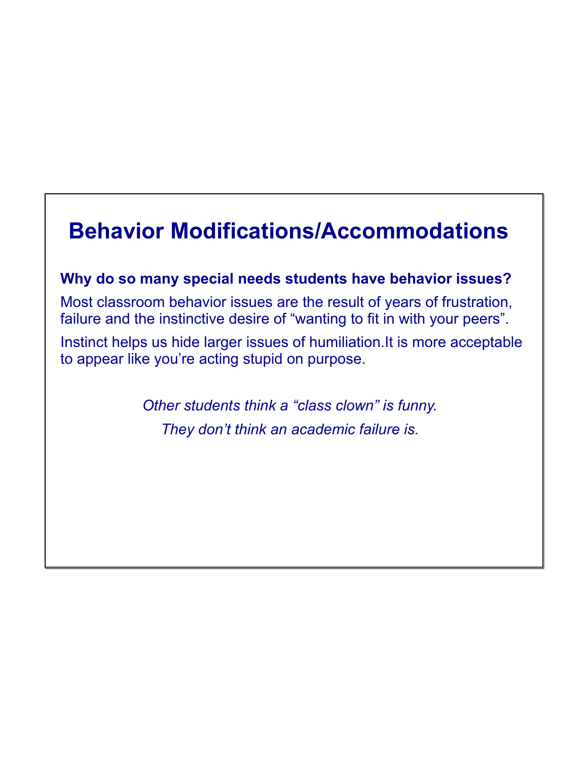# Behavior Modifications/Accommodations

**Why do so many special needs students have behavior issues?**

Most classroom behavior issues are the result of years of frustration, failure and the instinctive desire of “wanting to fit in with your peers”.

Instinct helps us hide larger issues of humiliation.It is more acceptable to appear like you’re acting stupid on purpose.

*Other students think a “class clown” is funny.*

*They don’t think an academic failure is.*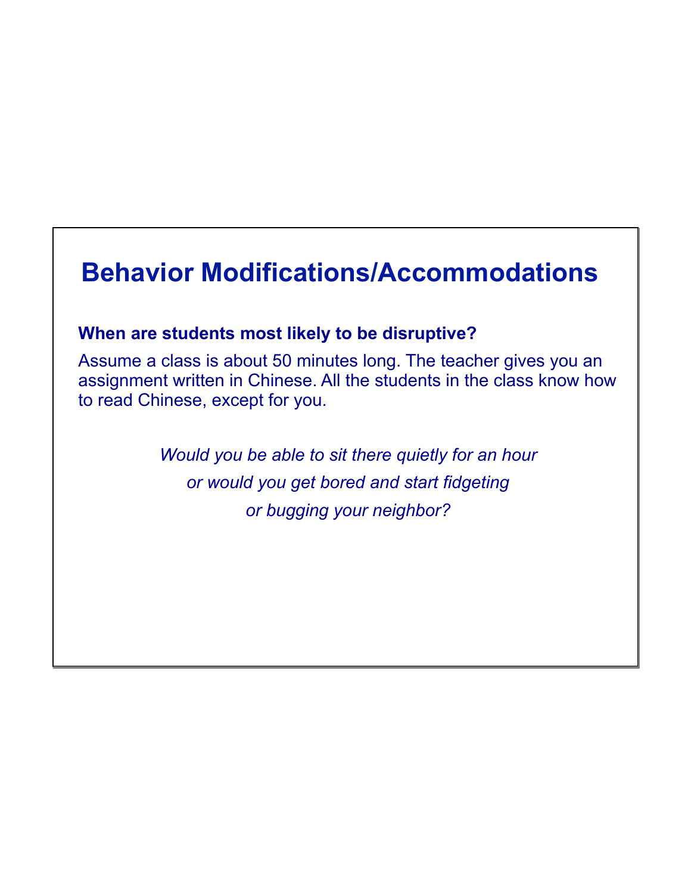# Behavior Modifications/Accommodations

**When are students most likely to be disruptive?**

Assume a class is about 50 minutes long. The teacher gives you an assignment written in Chinese. All the students in the class know how to read Chinese, except for you.

*Would you be able to sit there quietly for an hour or would you get bored and start fidgeting or bugging your neighbor?*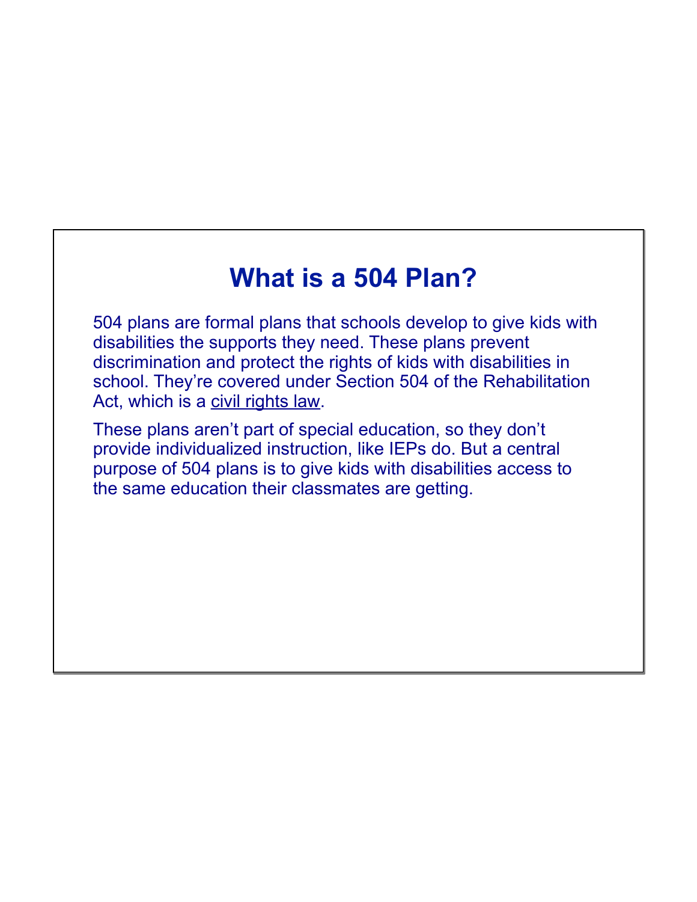# What is a 504 Plan?

504 plans are formal plans that schools develop to give kids with disabilities the supports they need. These plans prevent discrimination and protect the rights of kids with disabilities in school. They're covered under Section 504 of the Rehabilitation Act, which is a civil rights law.

These plans aren't part of special education, so they don't provide individualized instruction, like IEPs do. But a central purpose of 504 plans is to give kids with disabilities access to the same education their classmates are getting.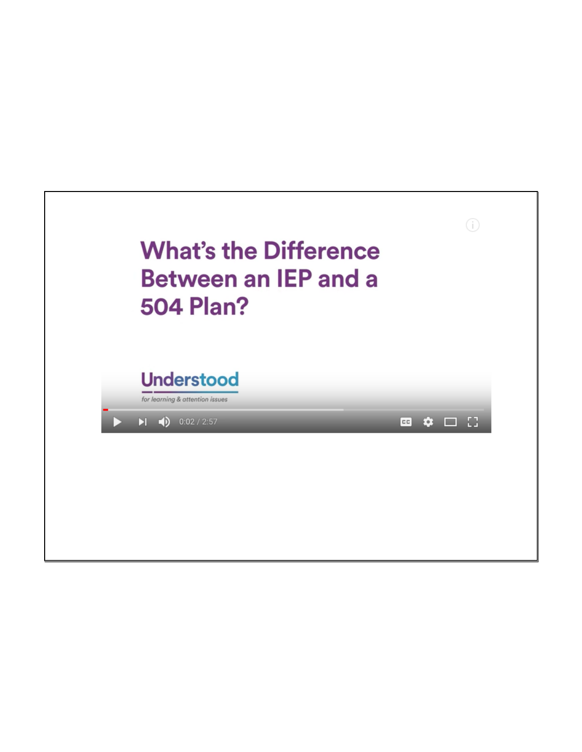What's the Difference Between an IEP and a 504 Plan?

Understood

for learning & attention issues

0:02 / 2:57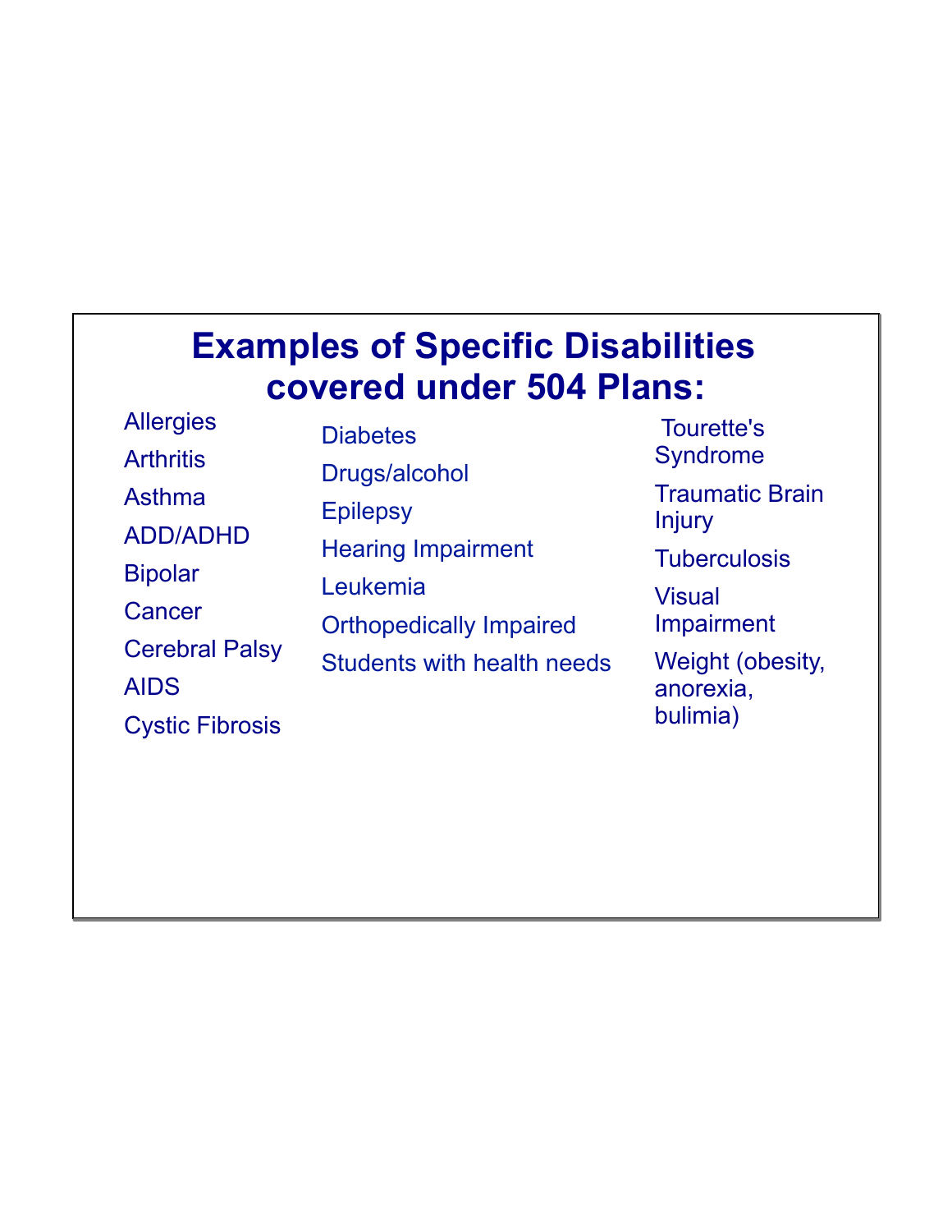# Examples of Specific Disabilities covered under 504 Plans:

- Allergies
- Arthritis
- Asthma
- ADD/ADHD
- Bipolar
- Cancer
- Cerebral Palsy
- AIDS
- Cystic Fibrosis
- Diabetes
- Drugs/alcohol
- Epilepsy
- Hearing Impairment
- Leukemia
- Orthopedically Impaired
- Students with health needs
- Tourette's Syndrome
- Traumatic Brain Injury
- Tuberculosis
- Visual Impairment
- Weight (obesity, anorexia, bulimia)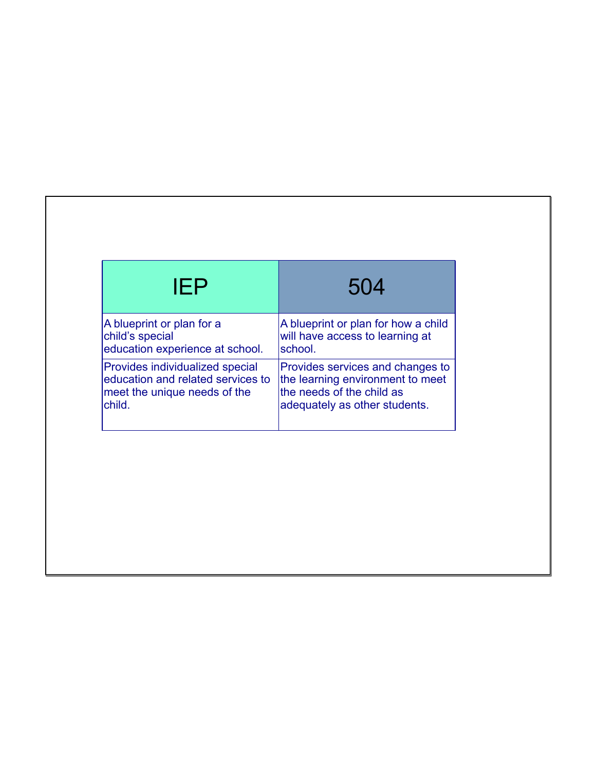| IEP | 504 |
| --- | --- |
| A blueprint or plan for a child's special education experience at school. | A blueprint or plan for how a child will have access to learning at school. |
| Provides individualized special education and related services to meet the unique needs of the child. | Provides services and changes to the learning environment to meet the needs of the child as adequately as other students. |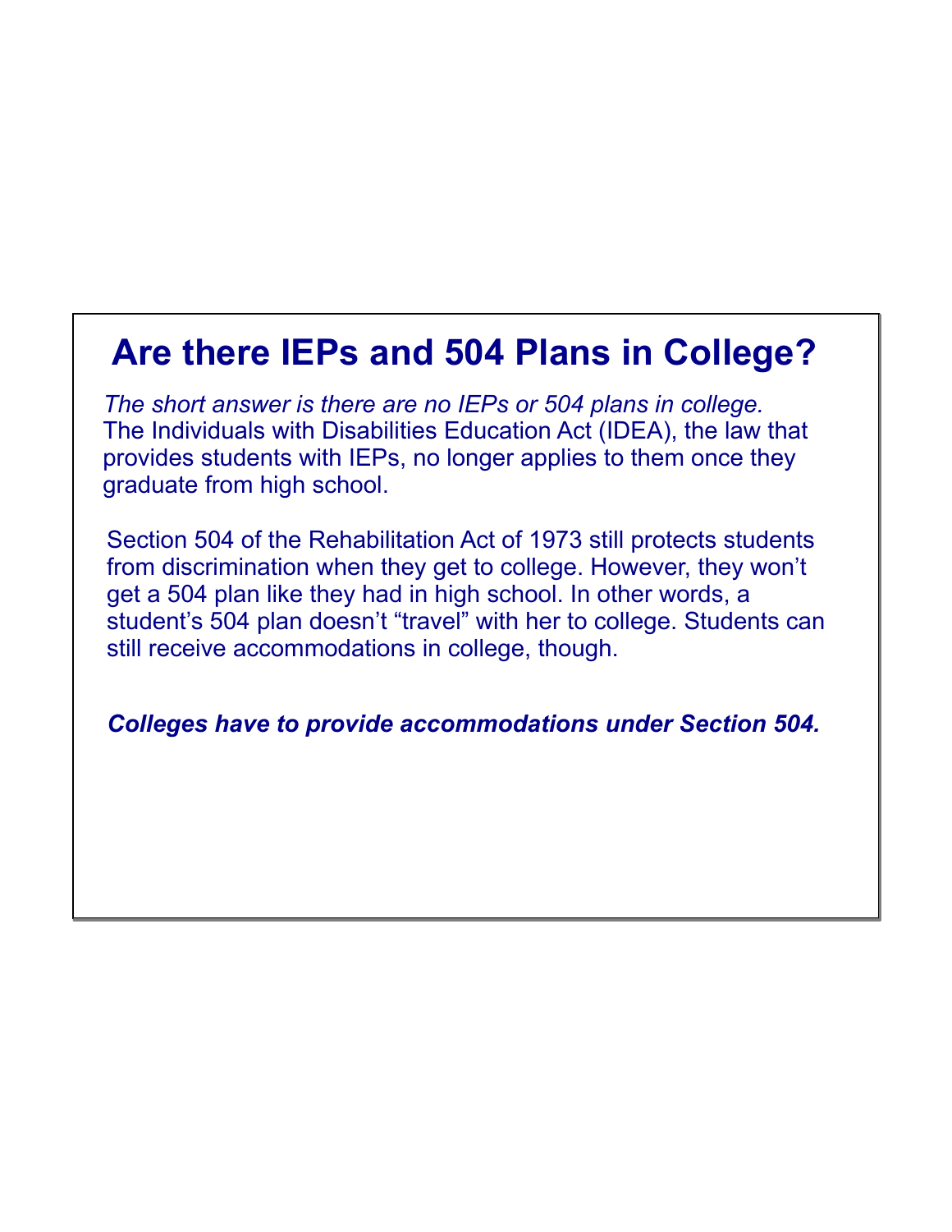# Are there IEPs and 504 Plans in College?

*The short answer is there are no IEPs or 504 plans in college.* The Individuals with Disabilities Education Act (IDEA), the law that provides students with IEPs, no longer applies to them once they graduate from high school.

Section 504 of the Rehabilitation Act of 1973 still protects students from discrimination when they get to college. However, they won't get a 504 plan like they had in high school. In other words, a student's 504 plan doesn't "travel" with her to college. Students can still receive accommodations in college, though.

***Colleges have to provide accommodations under Section 504.***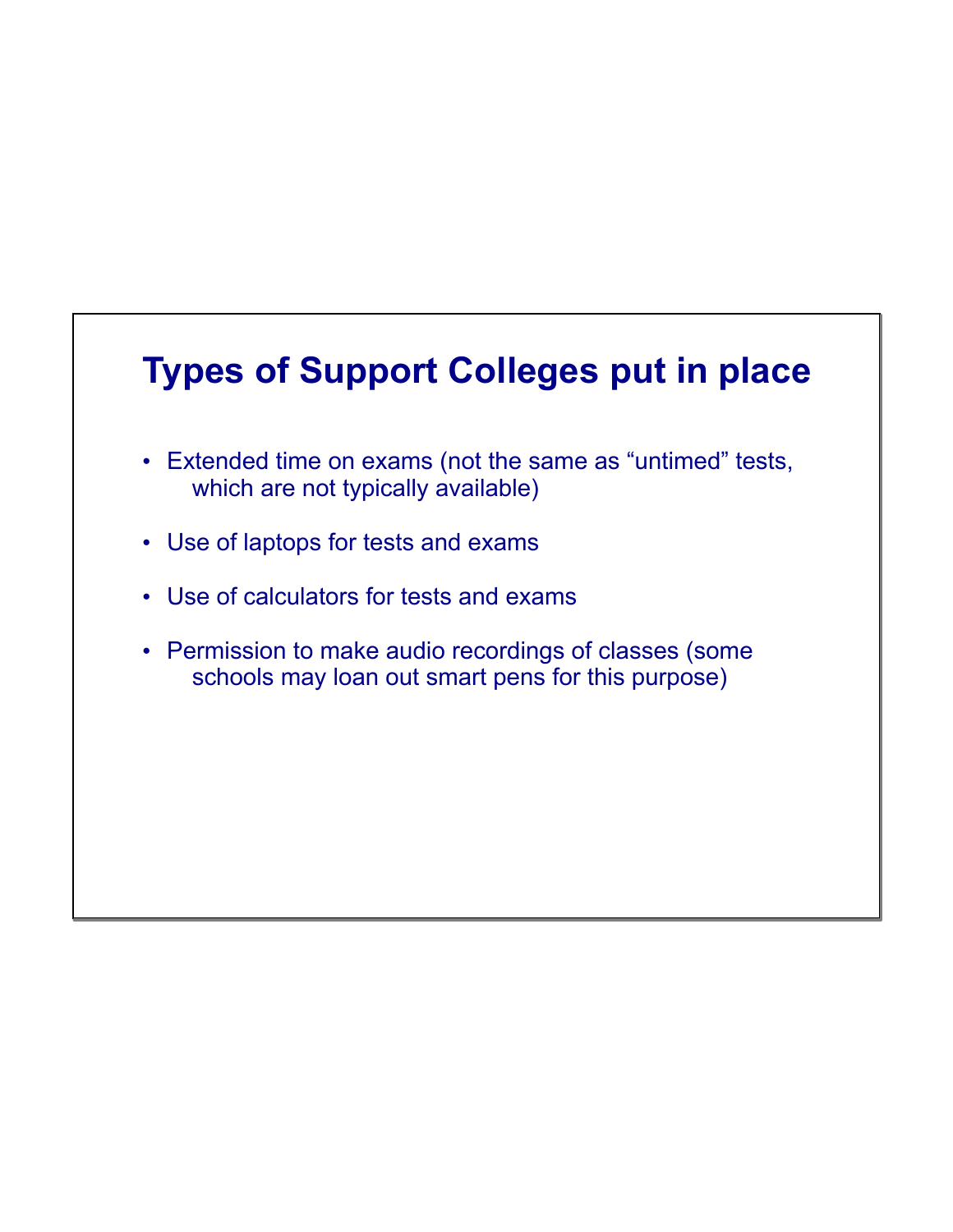# Types of Support Colleges put in place

- Extended time on exams (not the same as “untimed” tests, which are not typically available)
- Use of laptops for tests and exams
- Use of calculators for tests and exams
- Permission to make audio recordings of classes (some schools may loan out smart pens for this purpose)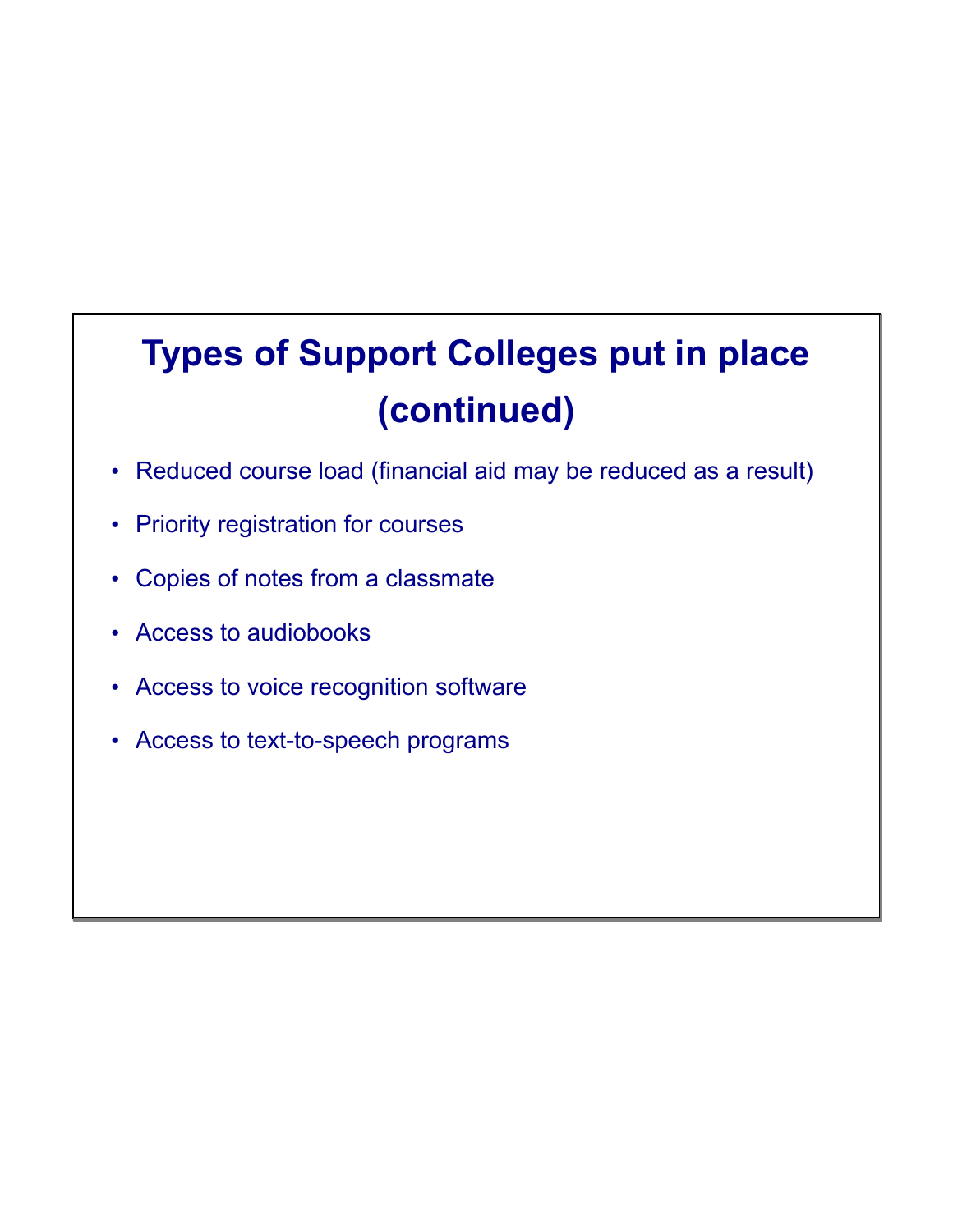# Types of Support Colleges put in place (continued)

- Reduced course load (financial aid may be reduced as a result)
- Priority registration for courses
- Copies of notes from a classmate
- Access to audiobooks
- Access to voice recognition software
- Access to text-to-speech programs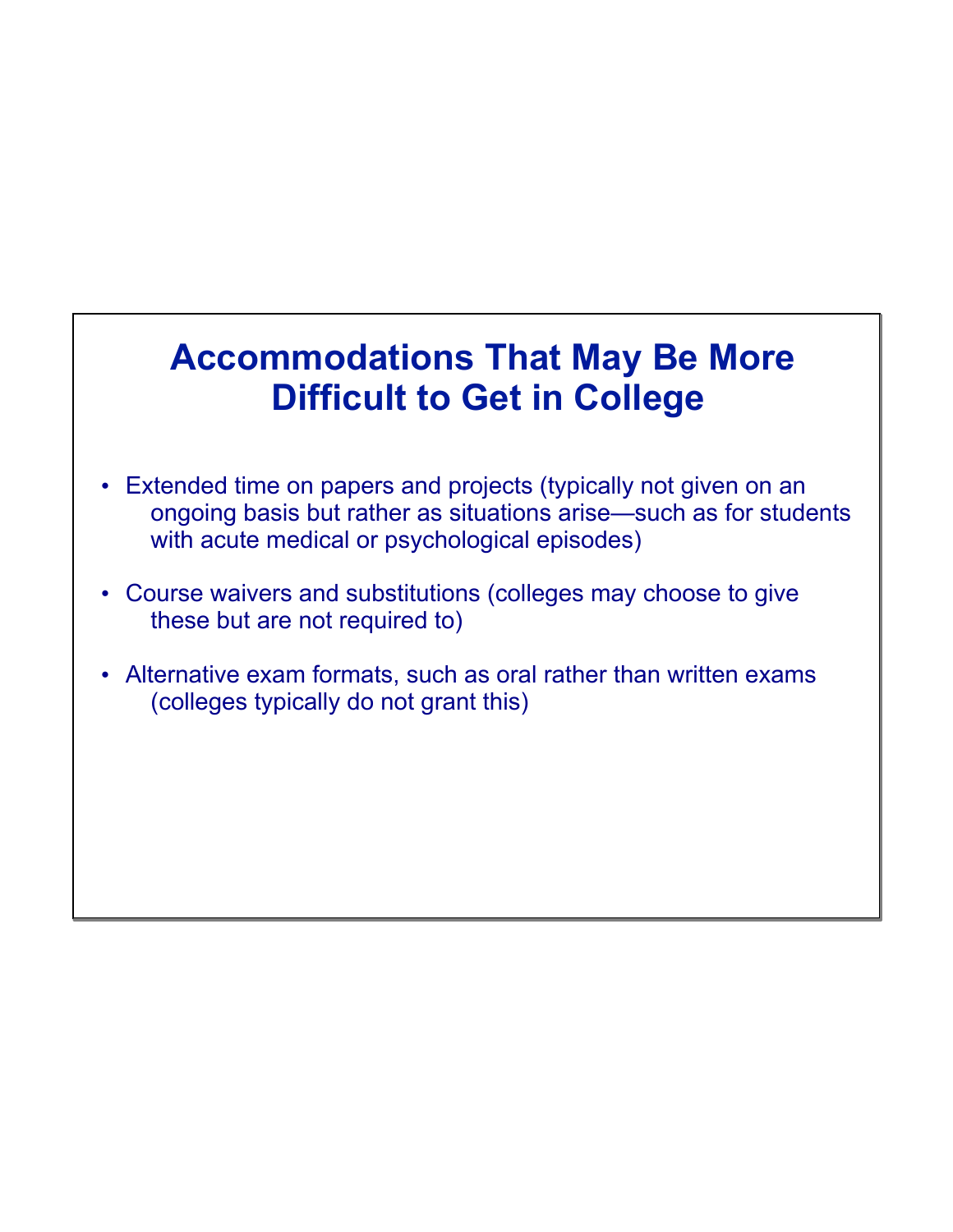# Accommodations That May Be More Difficult to Get in College

- Extended time on papers and projects (typically not given on an ongoing basis but rather as situations arise—such as for students with acute medical or psychological episodes)
- Course waivers and substitutions (colleges may choose to give these but are not required to)
- Alternative exam formats, such as oral rather than written exams (colleges typically do not grant this)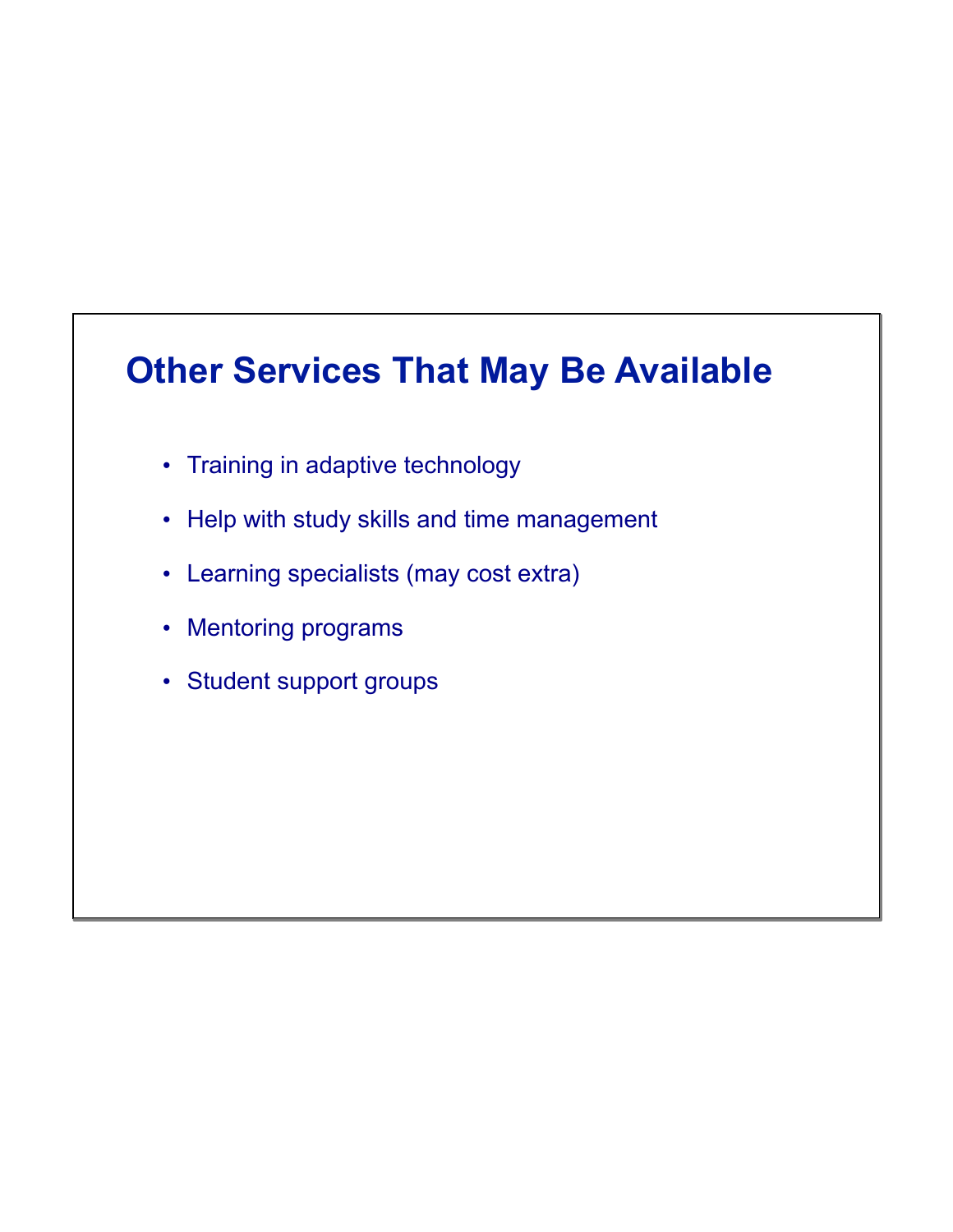## Other Services That May Be Available

- Training in adaptive technology
- Help with study skills and time management
- Learning specialists (may cost extra)
- Mentoring programs
- Student support groups